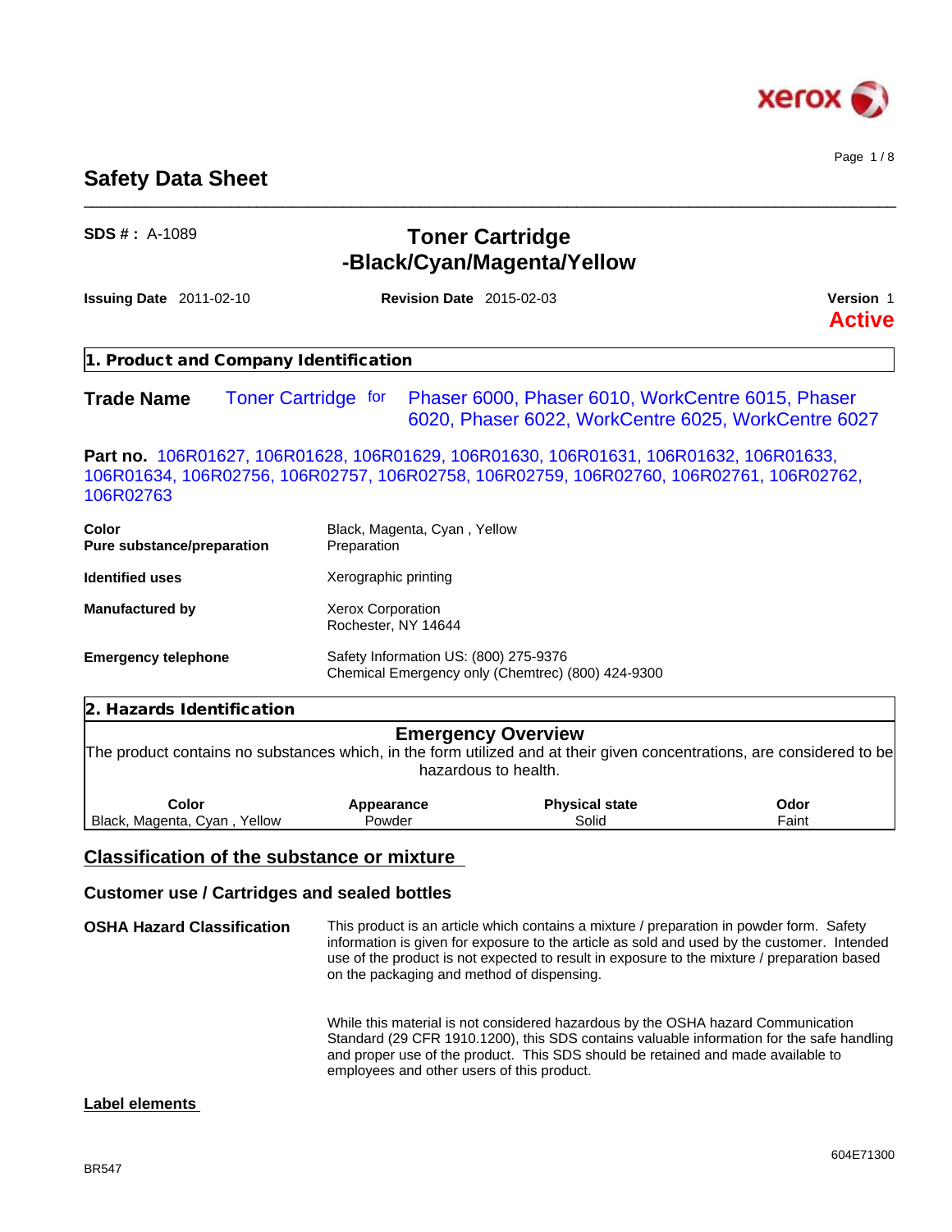# Safety Data Sheet

**SDS # :** A-1089

## Toner Cartridge -Black/Cyan/Magenta/Yellow

**Issuing Date** 2011-02-10 **Revision Date** 2015-02-03 **Version** 1

**Active**

## 1. Product and Company Identification

**Trade Name** Toner Cartridge for Phaser 6000, Phaser 6010, WorkCentre 6015, Phaser 6020, Phaser 6022, WorkCentre 6025, WorkCentre 6027

**Part no.** 106R01627, 106R01628, 106R01629, 106R01630, 106R01631, 106R01632, 106R01633, 106R01634, 106R02756, 106R02757, 106R02758, 106R02759, 106R02760, 106R02761, 106R02762, 106R02763

| | |
|---|---|
| **Color** | Black, Magenta, Cyan , Yellow |
| **Pure substance/preparation** | Preparation |
| **Identified uses** | Xerographic printing |
| **Manufactured by** | Xerox Corporation<br>Rochester, NY 14644 |
| **Emergency telephone** | Safety Information US: (800) 275-9376<br>Chemical Emergency only (Chemtrec) (800) 424-9300 |

## 2. Hazards Identification

### Emergency Overview

The product contains no substances which, in the form utilized and at their given concentrations, are considered to be hazardous to health.

| Color | Appearance | Physical state | Odor |
|---|---|---|---|
| Black, Magenta, Cyan , Yellow | Powder | Solid | Faint |

### Classification of the substance or mixture

### Customer use / Cartridges and sealed bottles

**OSHA Hazard Classification**

This product is an article which contains a mixture / preparation in powder form. Safety information is given for exposure to the article as sold and used by the customer. Intended use of the product is not expected to result in exposure to the mixture / preparation based on the packaging and method of dispensing.

While this material is not considered hazardous by the OSHA hazard Communication Standard (29 CFR 1910.1200), this SDS contains valuable information for the safe handling and proper use of the product. This SDS should be retained and made available to employees and other users of this product.

### Label elements

BR547

604E71300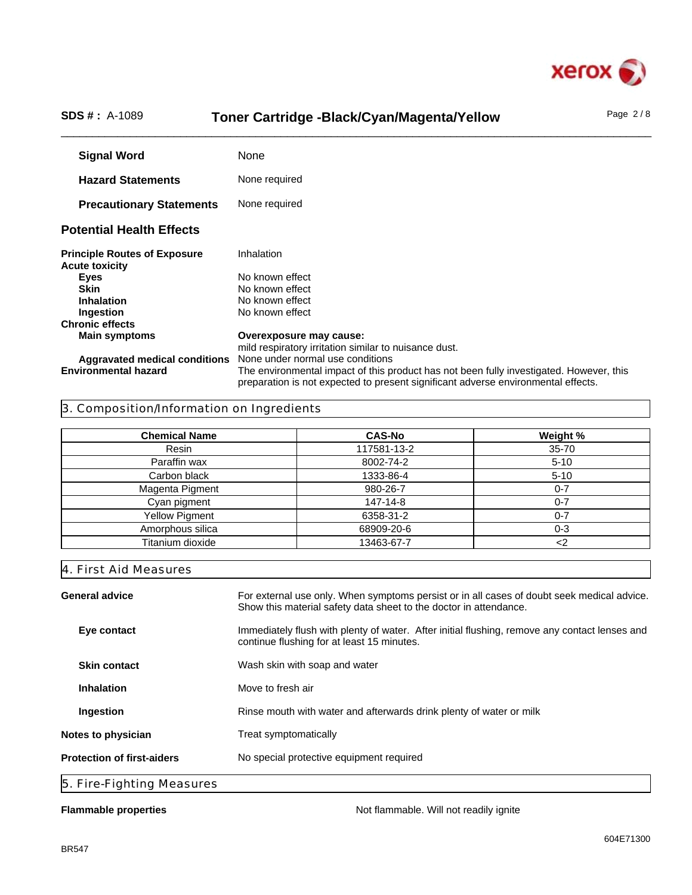**Signal Word** None

**Hazard Statements** None required

**Precautionary Statements** None required

## Potential Health Effects

**Principle Routes of Exposure** Inhalation

**Acute toxicity**

**Eyes** No known effect

**Skin** No known effect

**Inhalation** No known effect

**Ingestion** No known effect

**Chronic effects**

**Main symptoms** **Overexposure may cause:**
mild respiratory irritation similar to nuisance dust.

**Aggravated medical conditions** None under normal use conditions

**Environmental hazard** The environmental impact of this product has not been fully investigated. However, this preparation is not expected to present significant adverse environmental effects.

## 3. Composition/Information on Ingredients

| Chemical Name | CAS-No | Weight % |
|---|---|---|
| Resin | 117581-13-2 | 35-70 |
| Paraffin wax | 8002-74-2 | 5-10 |
| Carbon black | 1333-86-4 | 5-10 |
| Magenta Pigment | 980-26-7 | 0-7 |
| Cyan pigment | 147-14-8 | 0-7 |
| Yellow Pigment | 6358-31-2 | 0-7 |
| Amorphous silica | 68909-20-6 | 0-3 |
| Titanium dioxide | 13463-67-7 | <2 |

## 4. First Aid Measures

**General advice** For external use only. When symptoms persist or in all cases of doubt seek medical advice. Show this material safety data sheet to the doctor in attendance.

**Eye contact** Immediately flush with plenty of water. After initial flushing, remove any contact lenses and continue flushing for at least 15 minutes.

**Skin contact** Wash skin with soap and water

**Inhalation** Move to fresh air

**Ingestion** Rinse mouth with water and afterwards drink plenty of water or milk

**Notes to physician** Treat symptomatically

**Protection of first-aiders** No special protective equipment required

## 5. Fire-Fighting Measures

**Flammable properties** Not flammable. Will not readily ignite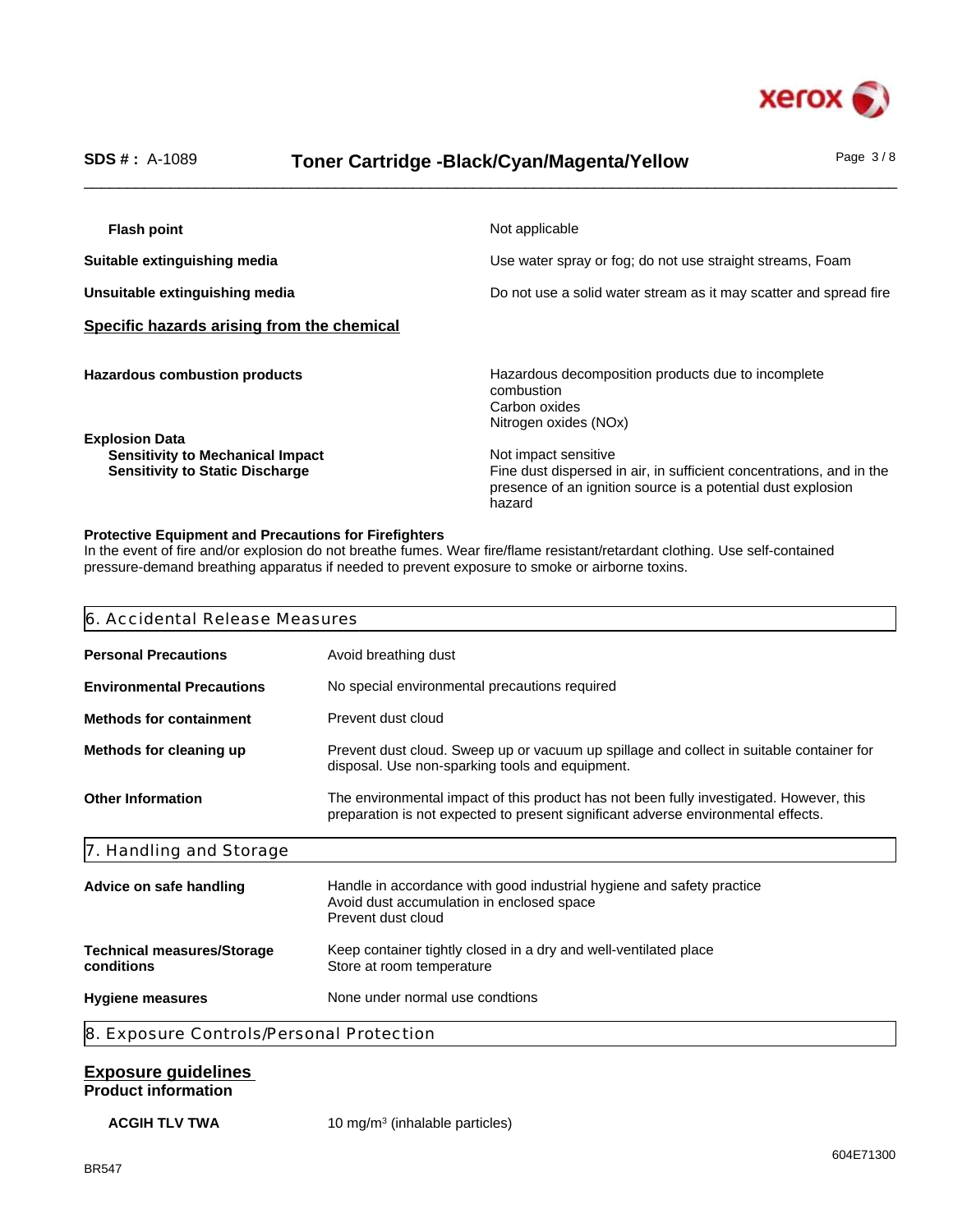| | |
|---|---|
| **Flash point** | Not applicable |
| **Suitable extinguishing media** | Use water spray or fog; do not use straight streams, Foam |
| **Unsuitable extinguishing media** | Do not use a solid water stream as it may scatter and spread fire |

### Specific hazards arising from the chemical

| | |
|---|---|
| **Hazardous combustion products** | Hazardous decomposition products due to incomplete combustion<br>Carbon oxides<br>Nitrogen oxides (NOx) |
| **Explosion Data** | |
| **Sensitivity to Mechanical Impact** | Not impact sensitive |
| **Sensitivity to Static Discharge** | Fine dust dispersed in air, in sufficient concentrations, and in the presence of an ignition source is a potential dust explosion hazard |

**Protective Equipment and Precautions for Firefighters**
In the event of fire and/or explosion do not breathe fumes. Wear fire/flame resistant/retardant clothing. Use self-contained pressure-demand breathing apparatus if needed to prevent exposure to smoke or airborne toxins.

## 6. Accidental Release Measures

| | |
|---|---|
| **Personal Precautions** | Avoid breathing dust |
| **Environmental Precautions** | No special environmental precautions required |
| **Methods for containment** | Prevent dust cloud |
| **Methods for cleaning up** | Prevent dust cloud. Sweep up or vacuum up spillage and collect in suitable container for disposal. Use non-sparking tools and equipment. |
| **Other Information** | The environmental impact of this product has not been fully investigated. However, this preparation is not expected to present significant adverse environmental effects. |

## 7. Handling and Storage

| | |
|---|---|
| **Advice on safe handling** | Handle in accordance with good industrial hygiene and safety practice<br>Avoid dust accumulation in enclosed space<br>Prevent dust cloud |
| **Technical measures/Storage conditions** | Keep container tightly closed in a dry and well-ventilated place<br>Store at room temperature |
| **Hygiene measures** | None under normal use condtions |

## 8. Exposure Controls/Personal Protection

### Exposure guidelines

**Product information**

| | |
|---|---|
| **ACGIH TLV TWA** | 10 mg/m³ (inhalable particles) |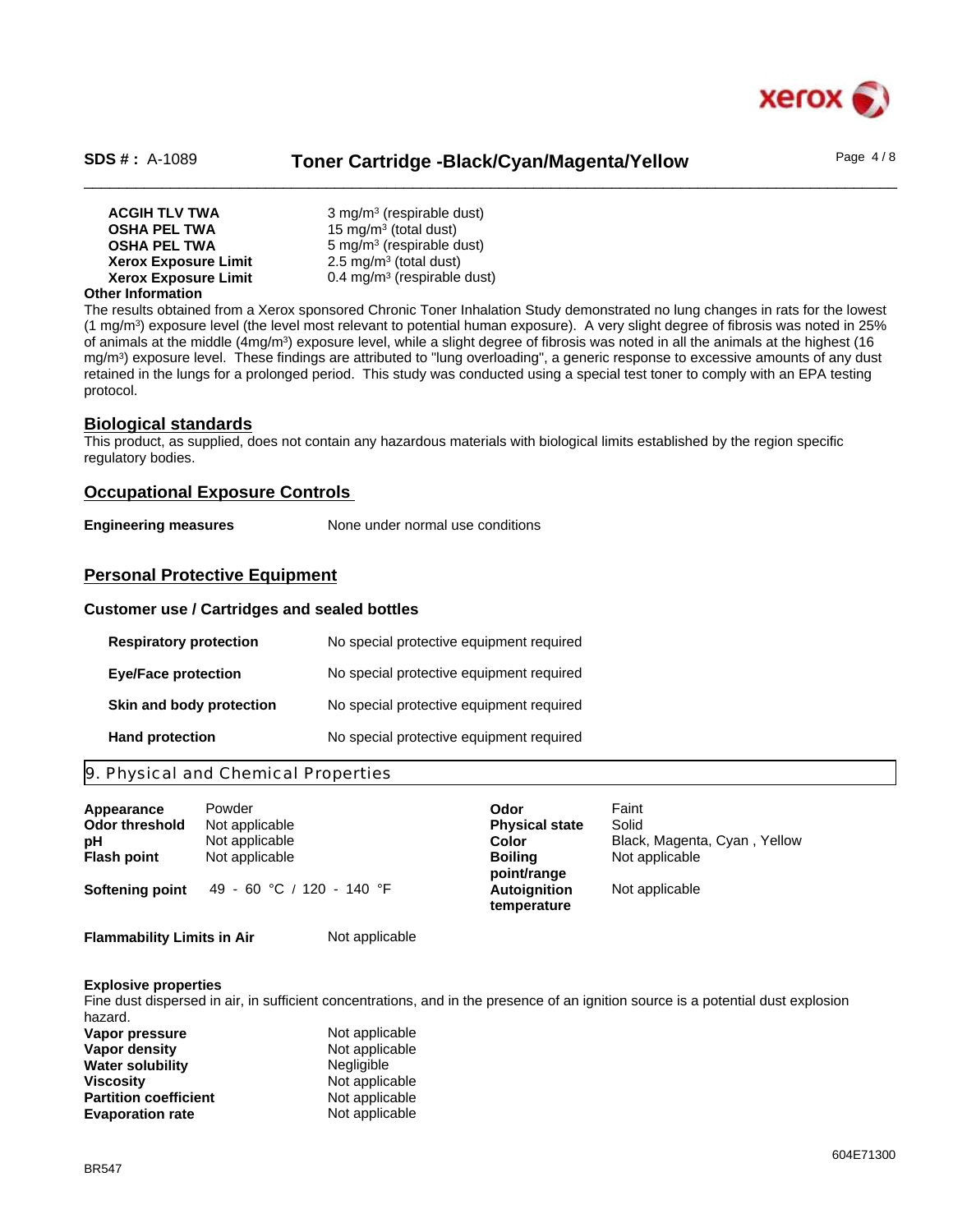| | |
|---|---|
| **ACGIH TLV TWA** | 3 mg/m³ (respirable dust) |
| **OSHA PEL TWA** | 15 mg/m³ (total dust) |
| **OSHA PEL TWA** | 5 mg/m³ (respirable dust) |
| **Xerox Exposure Limit** | 2.5 mg/m³ (total dust) |
| **Xerox Exposure Limit** | 0.4 mg/m³ (respirable dust) |

**Other Information**

The results obtained from a Xerox sponsored Chronic Toner Inhalation Study demonstrated no lung changes in rats for the lowest (1 mg/m³) exposure level (the level most relevant to potential human exposure). A very slight degree of fibrosis was noted in 25% of animals at the middle (4mg/m³) exposure level, while a slight degree of fibrosis was noted in all the animals at the highest (16 mg/m³) exposure level. These findings are attributed to "lung overloading", a generic response to excessive amounts of any dust retained in the lungs for a prolonged period. This study was conducted using a special test toner to comply with an EPA testing protocol.

## Biological standards

This product, as supplied, does not contain any hazardous materials with biological limits established by the region specific regulatory bodies.

## Occupational Exposure Controls

**Engineering measures** None under normal use conditions

## Personal Protective Equipment

### Customer use / Cartridges and sealed bottles

| | |
|---|---|
| **Respiratory protection** | No special protective equipment required |
| **Eye/Face protection** | No special protective equipment required |
| **Skin and body protection** | No special protective equipment required |
| **Hand protection** | No special protective equipment required |

# 9. Physical and Chemical Properties

| | | | |
|---|---|---|---|
| **Appearance** | Powder | **Odor** | Faint |
| **Odor threshold** | Not applicable | **Physical state** | Solid |
| **pH** | Not applicable | **Color** | Black, Magenta, Cyan , Yellow |
| **Flash point** | Not applicable | **Boiling point/range** | Not applicable |
| **Softening point** | 49 - 60 °C / 120 - 140 °F | **Autoignition temperature** | Not applicable |

**Flammability Limits in Air** Not applicable

**Explosive properties**

Fine dust dispersed in air, in sufficient concentrations, and in the presence of an ignition source is a potential dust explosion hazard.

| | |
|---|---|
| **Vapor pressure** | Not applicable |
| **Vapor density** | Not applicable |
| **Water solubility** | Negligible |
| **Viscosity** | Not applicable |
| **Partition coefficient** | Not applicable |
| **Evaporation rate** | Not applicable |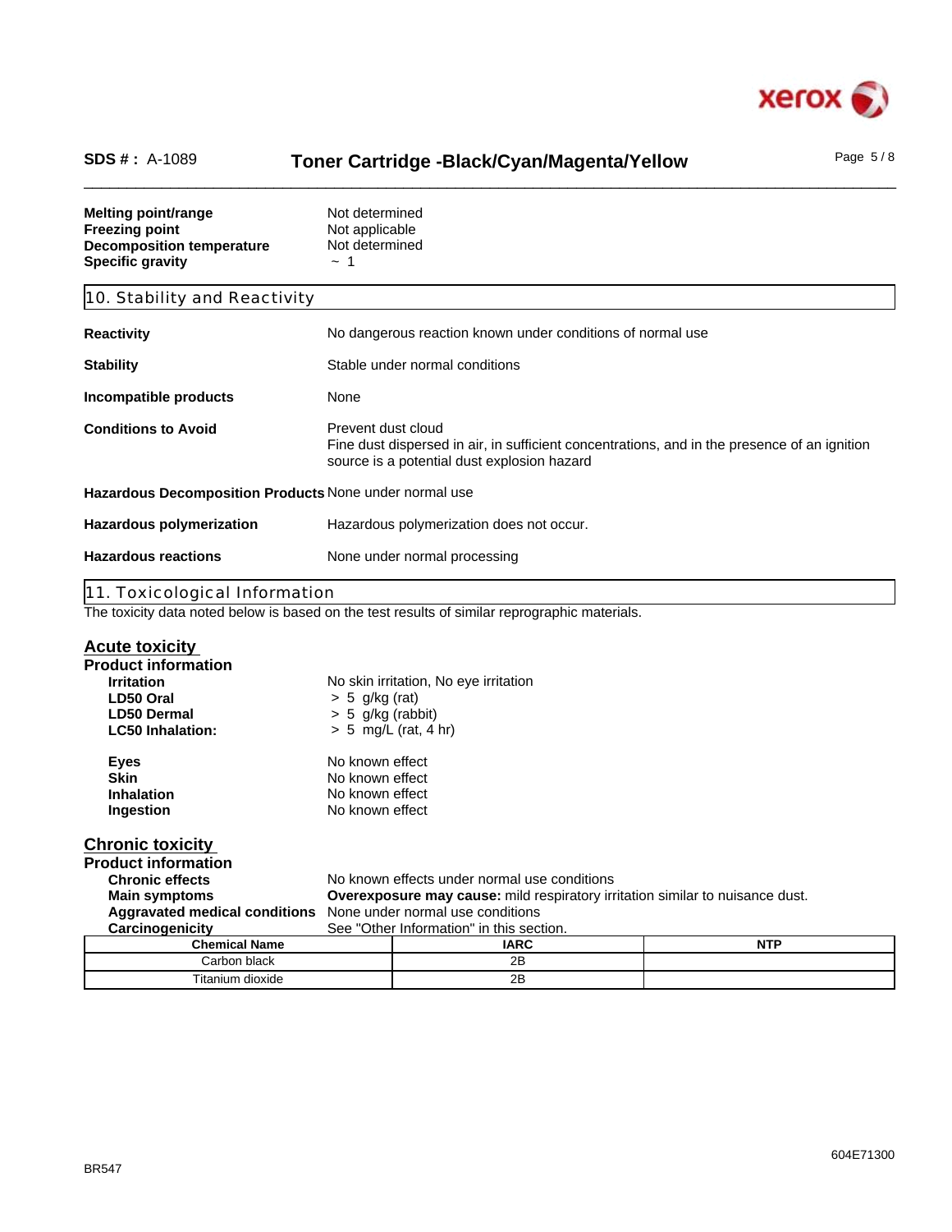**Melting point/range** Not determined
**Freezing point** Not applicable
**Decomposition temperature** Not determined
**Specific gravity** ~ 1

## 10. Stability and Reactivity

**Reactivity** No dangerous reaction known under conditions of normal use

**Stability** Stable under normal conditions

**Incompatible products** None

**Conditions to Avoid** Prevent dust cloud
Fine dust dispersed in air, in sufficient concentrations, and in the presence of an ignition source is a potential dust explosion hazard

**Hazardous Decomposition Products** None under normal use

**Hazardous polymerization** Hazardous polymerization does not occur.

**Hazardous reactions** None under normal processing

## 11. Toxicological Information

The toxicity data noted below is based on the test results of similar reprographic materials.

### Acute toxicity

**Product information**

**Irritation** No skin irritation, No eye irritation
**LD50 Oral** > 5 g/kg (rat)
**LD50 Dermal** > 5 g/kg (rabbit)
**LC50 Inhalation:** > 5 mg/L (rat, 4 hr)

**Eyes** No known effect
**Skin** No known effect
**Inhalation** No known effect
**Ingestion** No known effect

### Chronic toxicity

**Product information**

**Chronic effects** No known effects under normal use conditions
**Main symptoms** **Overexposure may cause:** mild respiratory irritation similar to nuisance dust.
**Aggravated medical conditions** None under normal use conditions
**Carcinogenicity** See "Other Information" in this section.

| Chemical Name | IARC | NTP |
|---|---|---|
| Carbon black | 2B | |
| Titanium dioxide | 2B | |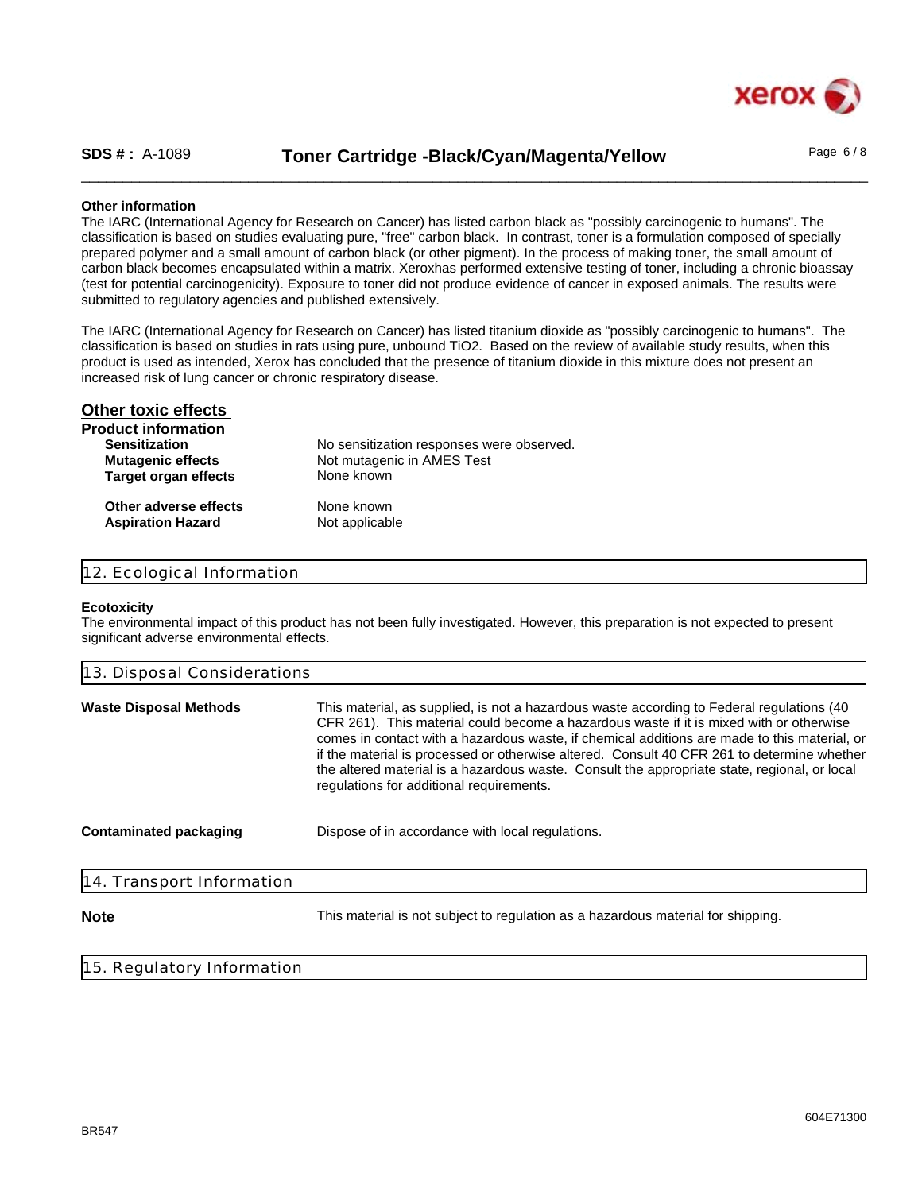**Other information**

The IARC (International Agency for Research on Cancer) has listed carbon black as "possibly carcinogenic to humans". The classification is based on studies evaluating pure, "free" carbon black. In contrast, toner is a formulation composed of specially prepared polymer and a small amount of carbon black (or other pigment). In the process of making toner, the small amount of carbon black becomes encapsulated within a matrix. Xeroxhas performed extensive testing of toner, including a chronic bioassay (test for potential carcinogenicity). Exposure to toner did not produce evidence of cancer in exposed animals. The results were submitted to regulatory agencies and published extensively.

The IARC (International Agency for Research on Cancer) has listed titanium dioxide as "possibly carcinogenic to humans". The classification is based on studies in rats using pure, unbound $TiO_2$. Based on the review of available study results, when this product is used as intended, Xerox has concluded that the presence of titanium dioxide in this mixture does not present an increased risk of lung cancer or chronic respiratory disease.

## Other toxic effects

**Product information**

| | |
|---|---|
| **Sensitization** | No sensitization responses were observed. |
| **Mutagenic effects** | Not mutagenic in AMES Test |
| **Target organ effects** | None known |
| **Other adverse effects** | None known |
| **Aspiration Hazard** | Not applicable |

## 12. Ecological Information

**Ecotoxicity**

The environmental impact of this product has not been fully investigated. However, this preparation is not expected to present significant adverse environmental effects.

## 13. Disposal Considerations

**Waste Disposal Methods**

This material, as supplied, is not a hazardous waste according to Federal regulations (40 CFR 261). This material could become a hazardous waste if it is mixed with or otherwise comes in contact with a hazardous waste, if chemical additions are made to this material, or if the material is processed or otherwise altered. Consult 40 CFR 261 to determine whether the altered material is a hazardous waste. Consult the appropriate state, regional, or local regulations for additional requirements.

**Contaminated packaging**

Dispose of in accordance with local regulations.

## 14. Transport Information

**Note**

This material is not subject to regulation as a hazardous material for shipping.

## 15. Regulatory Information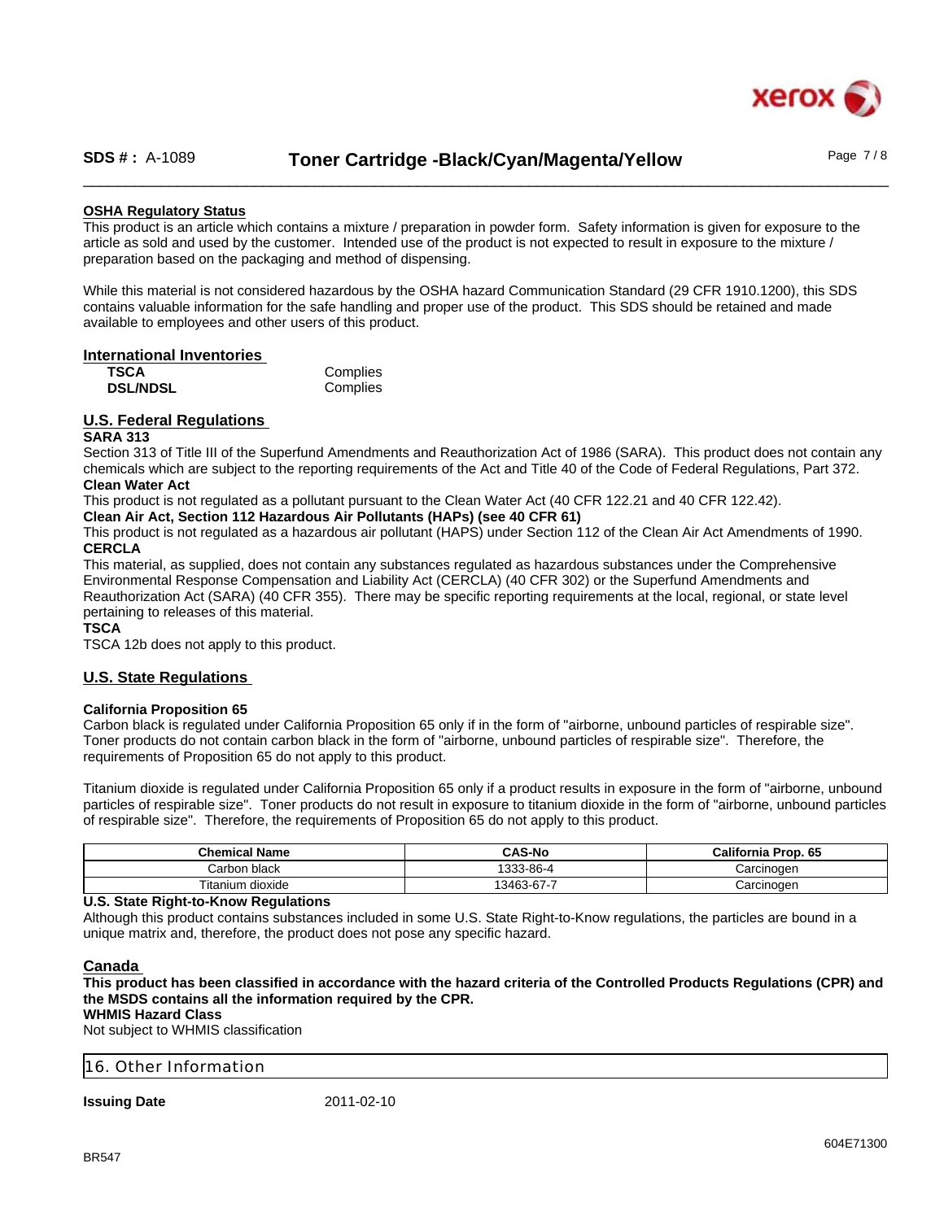## OSHA Regulatory Status

This product is an article which contains a mixture / preparation in powder form. Safety information is given for exposure to the article as sold and used by the customer. Intended use of the product is not expected to result in exposure to the mixture / preparation based on the packaging and method of dispensing.

While this material is not considered hazardous by the OSHA hazard Communication Standard (29 CFR 1910.1200), this SDS contains valuable information for the safe handling and proper use of the product. This SDS should be retained and made available to employees and other users of this product.

## International Inventories

| | |
|---|---|
| **TSCA** | Complies |
| **DSL/NDSL** | Complies |

## U.S. Federal Regulations

**SARA 313**

Section 313 of Title III of the Superfund Amendments and Reauthorization Act of 1986 (SARA). This product does not contain any chemicals which are subject to the reporting requirements of the Act and Title 40 of the Code of Federal Regulations, Part 372.

**Clean Water Act**

This product is not regulated as a pollutant pursuant to the Clean Water Act (40 CFR 122.21 and 40 CFR 122.42).

**Clean Air Act, Section 112 Hazardous Air Pollutants (HAPs) (see 40 CFR 61)**

This product is not regulated as a hazardous air pollutant (HAPS) under Section 112 of the Clean Air Act Amendments of 1990.

**CERCLA**

This material, as supplied, does not contain any substances regulated as hazardous substances under the Comprehensive Environmental Response Compensation and Liability Act (CERCLA) (40 CFR 302) or the Superfund Amendments and Reauthorization Act (SARA) (40 CFR 355). There may be specific reporting requirements at the local, regional, or state level pertaining to releases of this material.

**TSCA**

TSCA 12b does not apply to this product.

## U.S. State Regulations

**California Proposition 65**

Carbon black is regulated under California Proposition 65 only if in the form of "airborne, unbound particles of respirable size". Toner products do not contain carbon black in the form of "airborne, unbound particles of respirable size". Therefore, the requirements of Proposition 65 do not apply to this product.

Titanium dioxide is regulated under California Proposition 65 only if a product results in exposure in the form of "airborne, unbound particles of respirable size". Toner products do not result in exposure to titanium dioxide in the form of "airborne, unbound particles of respirable size". Therefore, the requirements of Proposition 65 do not apply to this product.

| Chemical Name | CAS-No | California Prop. 65 |
|---|---|---|
| Carbon black | 1333-86-4 | Carcinogen |
| Titanium dioxide | 13463-67-7 | Carcinogen |

**U.S. State Right-to-Know Regulations**

Although this product contains substances included in some U.S. State Right-to-Know regulations, the particles are bound in a unique matrix and, therefore, the product does not pose any specific hazard.

## Canada

**This product has been classified in accordance with the hazard criteria of the Controlled Products Regulations (CPR) and the MSDS contains all the information required by the CPR.**

**WHMIS Hazard Class**

Not subject to WHMIS classification

# 16. Other Information

**Issuing Date** 2011-02-10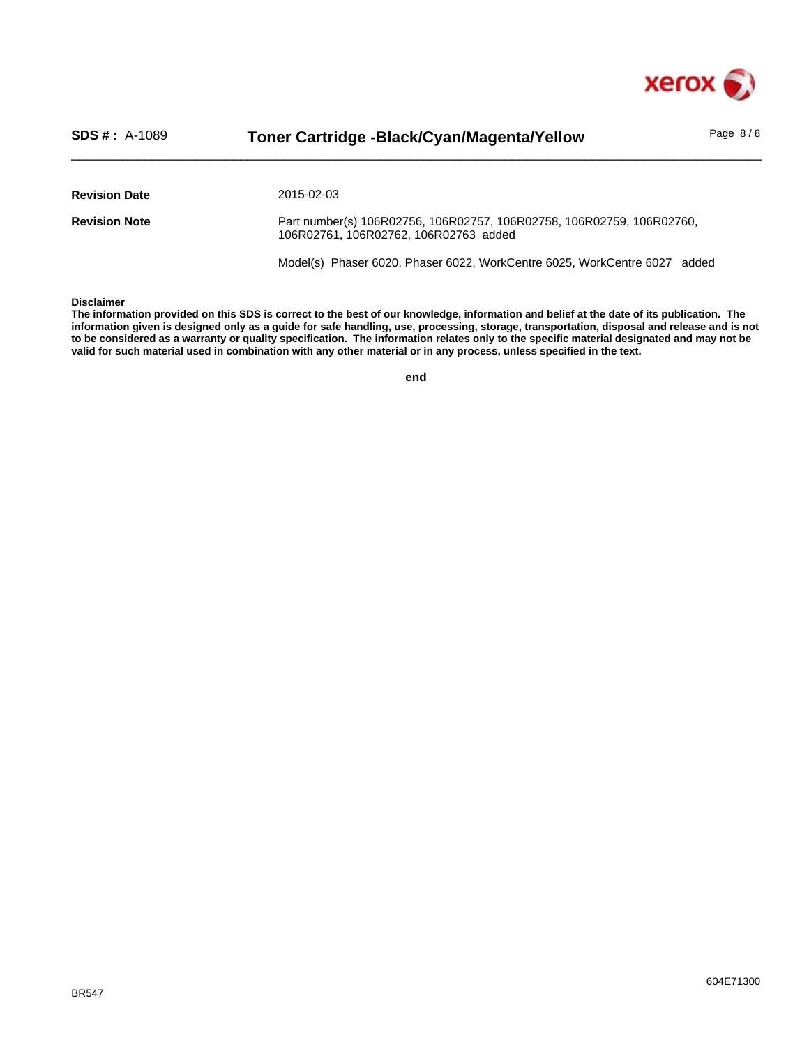| | |
|---|---|
| **Revision Date** | 2015-02-03 |
| **Revision Note** | Part number(s) 106R02756, 106R02757, 106R02758, 106R02759, 106R02760, 106R02761, 106R02762, 106R02763 added |
| | Model(s) Phaser 6020, Phaser 6022, WorkCentre 6025, WorkCentre 6027 added |

**Disclaimer**

**The information provided on this SDS is correct to the best of our knowledge, information and belief at the date of its publication. The information given is designed only as a guide for safe handling, use, processing, storage, transportation, disposal and release and is not to be considered as a warranty or quality specification. The information relates only to the specific material designated and may not be valid for such material used in combination with any other material or in any process, unless specified in the text.**

**end**

BR547

604E71300